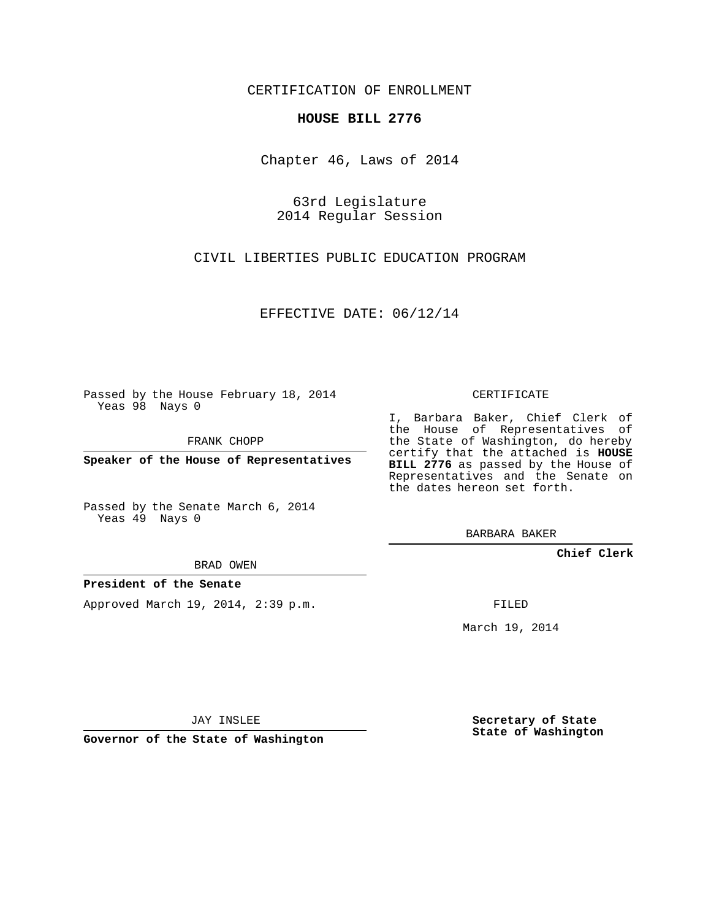CERTIFICATION OF ENROLLMENT

**HOUSE BILL 2776**

Chapter 46, Laws of 2014

63rd Legislature
2014 Regular Session

CIVIL LIBERTIES PUBLIC EDUCATION PROGRAM

EFFECTIVE DATE: 06/12/14

Passed by the House February 18, 2014
Yeas 98 Nays 0

FRANK CHOPP

**Speaker of the House of Representatives**

Passed by the Senate March 6, 2014
Yeas 49 Nays 0

BRAD OWEN

**President of the Senate**

Approved March 19, 2014, 2:39 p.m.

JAY INSLEE

**Governor of the State of Washington**

CERTIFICATE

I, Barbara Baker, Chief Clerk of the House of Representatives of the State of Washington, do hereby certify that the attached is **HOUSE BILL 2776** as passed by the House of Representatives and the Senate on the dates hereon set forth.

BARBARA BAKER

**Chief Clerk**

FILED

March 19, 2014

**Secretary of State**
**State of Washington**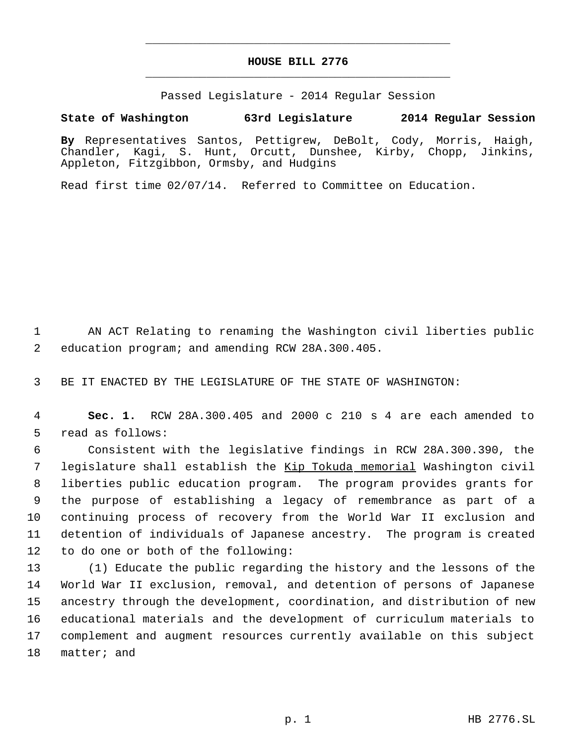# HOUSE BILL 2776

Passed Legislature - 2014 Regular Session

**State of Washington 63rd Legislature 2014 Regular Session**

**By** Representatives Santos, Pettigrew, DeBolt, Cody, Morris, Haigh, Chandler, Kagi, S. Hunt, Orcutt, Dunshee, Kirby, Chopp, Jinkins, Appleton, Fitzgibbon, Ormsby, and Hudgins

Read first time 02/07/14. Referred to Committee on Education.

1 AN ACT Relating to renaming the Washington civil liberties public
2 education program; and amending RCW 28A.300.405.

3 BE IT ENACTED BY THE LEGISLATURE OF THE STATE OF WASHINGTON:

4 **Sec. 1.** RCW 28A.300.405 and 2000 c 210 s 4 are each amended to
5 read as follows:

6 Consistent with the legislative findings in RCW 28A.300.390, the
7 legislature shall establish the <u>Kip Tokuda memorial</u> Washington civil
8 liberties public education program. The program provides grants for
9 the purpose of establishing a legacy of remembrance as part of a
10 continuing process of recovery from the World War II exclusion and
11 detention of individuals of Japanese ancestry. The program is created
12 to do one or both of the following:

13 (1) Educate the public regarding the history and the lessons of the
14 World War II exclusion, removal, and detention of persons of Japanese
15 ancestry through the development, coordination, and distribution of new
16 educational materials and the development of curriculum materials to
17 complement and augment resources currently available on this subject
18 matter; and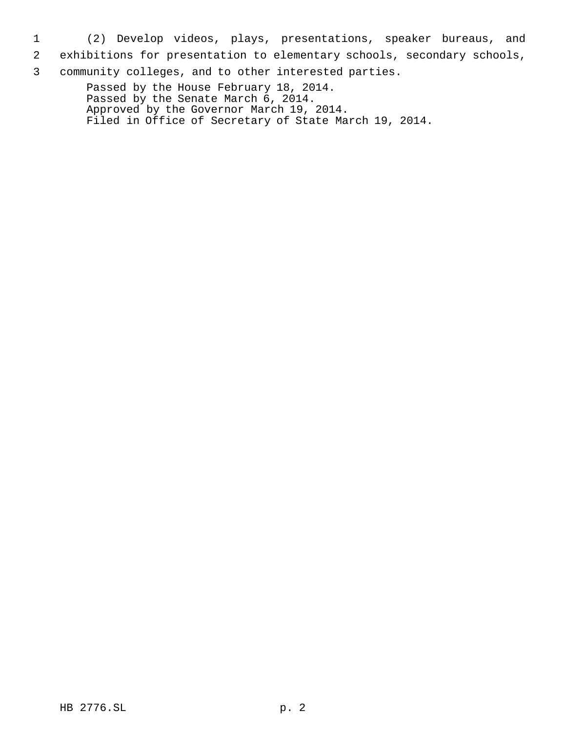(2) Develop videos, plays, presentations, speaker bureaus, and exhibitions for presentation to elementary schools, secondary schools, community colleges, and to other interested parties.

Passed by the House February 18, 2014.
Passed by the Senate March 6, 2014.
Approved by the Governor March 19, 2014.
Filed in Office of Secretary of State March 19, 2014.